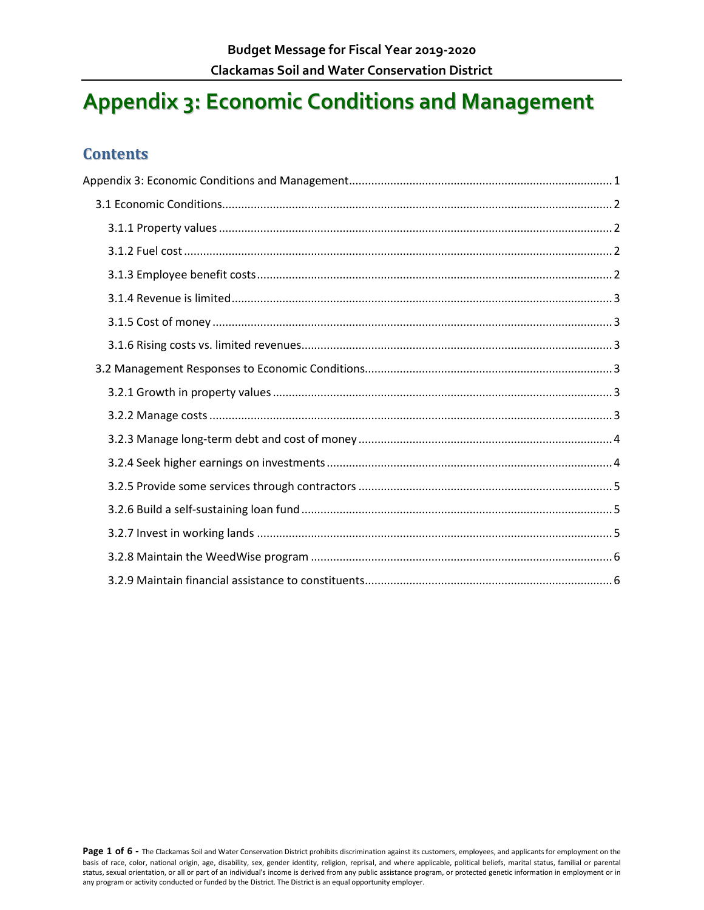# Appendix 3: Economic Conditions and Management

## Contents

Appendix 3: Economic Conditions and Management ........ 1

- 3.1 Economic Conditions ........ 2
  - 3.1.1 Property values ........ 2
  - 3.1.2 Fuel cost ........ 2
  - 3.1.3 Employee benefit costs ........ 2
  - 3.1.4 Revenue is limited ........ 3
  - 3.1.5 Cost of money ........ 3
  - 3.1.6 Rising costs vs. limited revenues ........ 3
- 3.2 Management Responses to Economic Conditions ........ 3
  - 3.2.1 Growth in property values ........ 3
  - 3.2.2 Manage costs ........ 3
  - 3.2.3 Manage long-term debt and cost of money ........ 4
  - 3.2.4 Seek higher earnings on investments ........ 4
  - 3.2.5 Provide some services through contractors ........ 5
  - 3.2.6 Build a self-sustaining loan fund ........ 5
  - 3.2.7 Invest in working lands ........ 5
  - 3.2.8 Maintain the WeedWise program ........ 6
  - 3.2.9 Maintain financial assistance to constituents ........ 6

The Clackamas Soil and Water Conservation District prohibits discrimination against its customers, employees, and applicants for employment on the basis of race, color, national origin, age, disability, sex, gender identity, religion, reprisal, and where applicable, political beliefs, marital status, familial or parental status, sexual orientation, or all or part of an individual's income is derived from any public assistance program, or protected genetic information in employment or in any program or activity conducted or funded by the District. The District is an equal opportunity employer.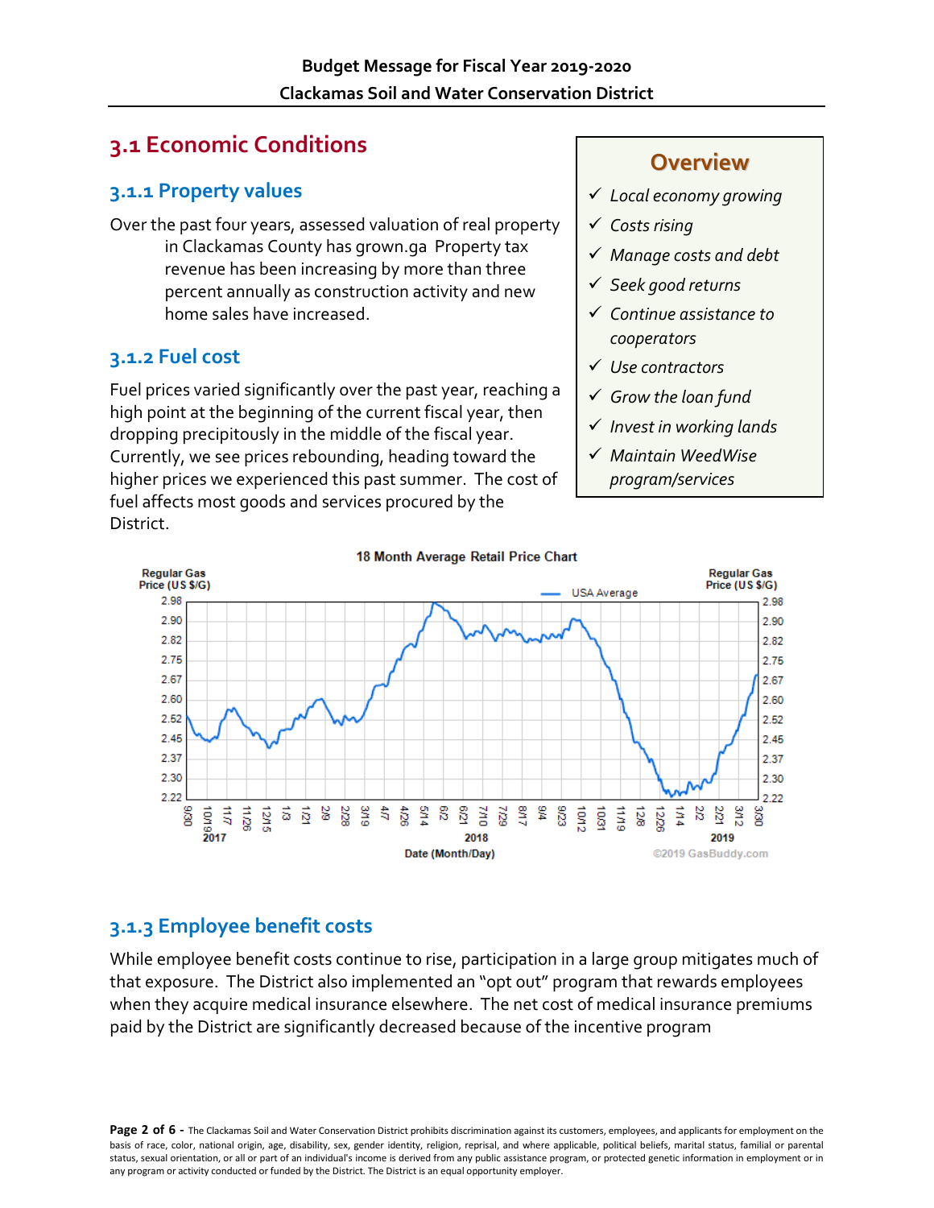## 3.1 Economic Conditions

### 3.1.1 Property values

Over the past four years, assessed valuation of real property in Clackamas County has grown.ga Property tax revenue has been increasing by more than three percent annually as construction activity and new home sales have increased.

### 3.1.2 Fuel cost

Fuel prices varied significantly over the past year, reaching a high point at the beginning of the current fiscal year, then dropping precipitously in the middle of the fiscal year. Currently, we see prices rebounding, heading toward the higher prices we experienced this past summer. The cost of fuel affects most goods and services procured by the District.

**Overview**

- ✓ *Local economy growing*
- ✓ *Costs rising*
- ✓ *Manage costs and debt*
- ✓ *Seek good returns*
- ✓ *Continue assistance to cooperators*
- ✓ *Use contractors*
- ✓ *Grow the loan fund*
- ✓ *Invest in working lands*
- ✓ *Maintain WeedWise program/services*

18 Month Average Retail Price Chart

Regular Gas Price (US $/G)

USA Average

2.98
2.90
2.82
2.75
2.67
2.60
2.52
2.45
2.37
2.30
2.22

9/30 10/19 11/7 11/26 12/15 1/3 1/21 2/9 2/28 3/19 4/7 4/26 5/14 6/2 6/21 7/10 7/29 8/17 9/4 9/23 10/12 10/31 11/19 12/8 12/26 1/14 2/2 2/21 3/12 3/30

2017 2018 2019

Date (Month/Day)

©2019 GasBuddy.com

### 3.1.3 Employee benefit costs

While employee benefit costs continue to rise, participation in a large group mitigates much of that exposure. The District also implemented an "opt out" program that rewards employees when they acquire medical insurance elsewhere. The net cost of medical insurance premiums paid by the District are significantly decreased because of the incentive program

The Clackamas Soil and Water Conservation District prohibits discrimination against its customers, employees, and applicants for employment on the basis of race, color, national origin, age, disability, sex, gender identity, religion, reprisal, and where applicable, political beliefs, marital status, familial or parental status, sexual orientation, or all or part of an individual's income is derived from any public assistance program, or protected genetic information in employment or in any program or activity conducted or funded by the District. The District is an equal opportunity employer.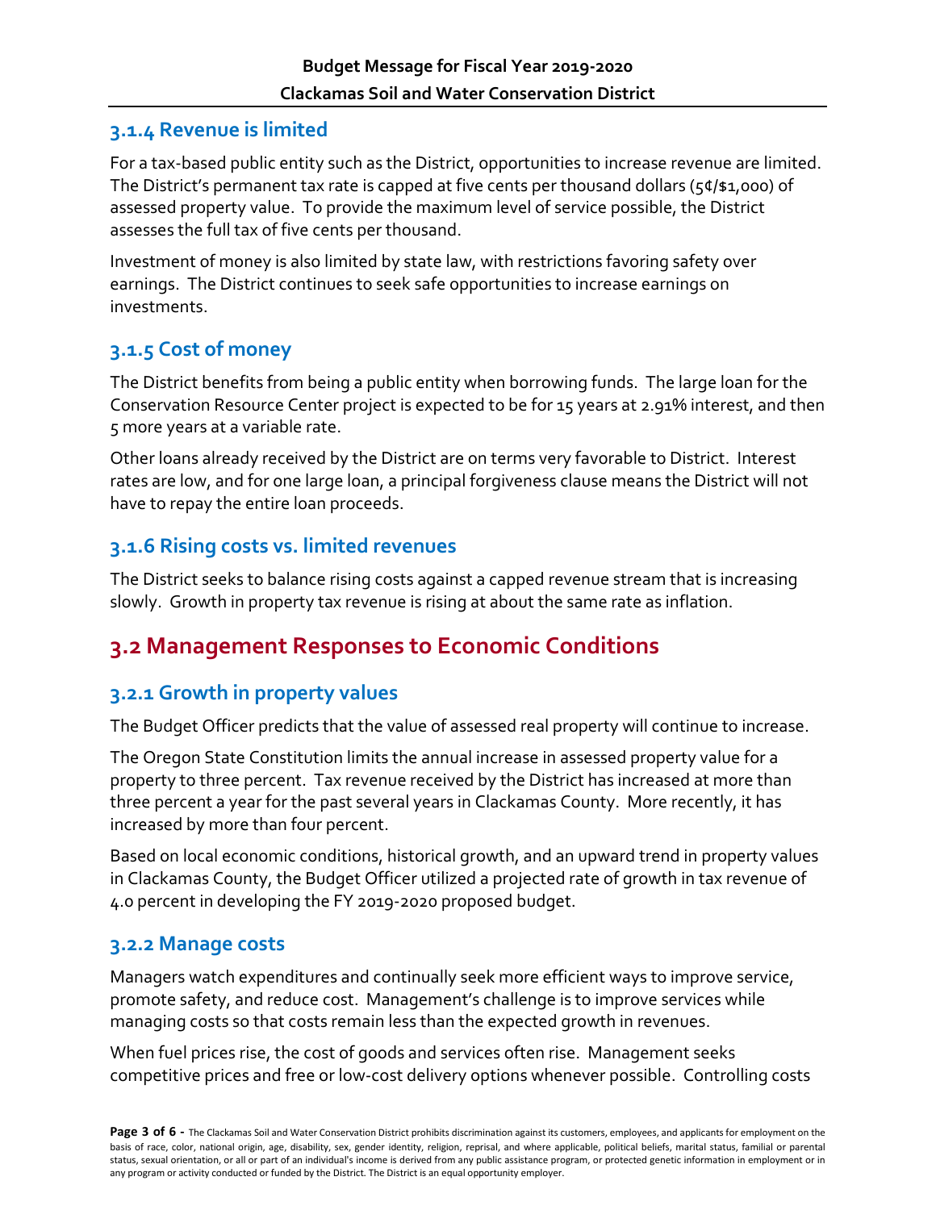### 3.1.4 Revenue is limited

For a tax-based public entity such as the District, opportunities to increase revenue are limited. The District's permanent tax rate is capped at five cents per thousand dollars (5¢/$1,000) of assessed property value. To provide the maximum level of service possible, the District assesses the full tax of five cents per thousand.

Investment of money is also limited by state law, with restrictions favoring safety over earnings. The District continues to seek safe opportunities to increase earnings on investments.

### 3.1.5 Cost of money

The District benefits from being a public entity when borrowing funds. The large loan for the Conservation Resource Center project is expected to be for 15 years at 2.91% interest, and then 5 more years at a variable rate.

Other loans already received by the District are on terms very favorable to District. Interest rates are low, and for one large loan, a principal forgiveness clause means the District will not have to repay the entire loan proceeds.

### 3.1.6 Rising costs vs. limited revenues

The District seeks to balance rising costs against a capped revenue stream that is increasing slowly. Growth in property tax revenue is rising at about the same rate as inflation.

## 3.2 Management Responses to Economic Conditions

### 3.2.1 Growth in property values

The Budget Officer predicts that the value of assessed real property will continue to increase.

The Oregon State Constitution limits the annual increase in assessed property value for a property to three percent. Tax revenue received by the District has increased at more than three percent a year for the past several years in Clackamas County. More recently, it has increased by more than four percent.

Based on local economic conditions, historical growth, and an upward trend in property values in Clackamas County, the Budget Officer utilized a projected rate of growth in tax revenue of 4.0 percent in developing the FY 2019-2020 proposed budget.

### 3.2.2 Manage costs

Managers watch expenditures and continually seek more efficient ways to improve service, promote safety, and reduce cost. Management's challenge is to improve services while managing costs so that costs remain less than the expected growth in revenues.

When fuel prices rise, the cost of goods and services often rise. Management seeks competitive prices and free or low-cost delivery options whenever possible. Controlling costs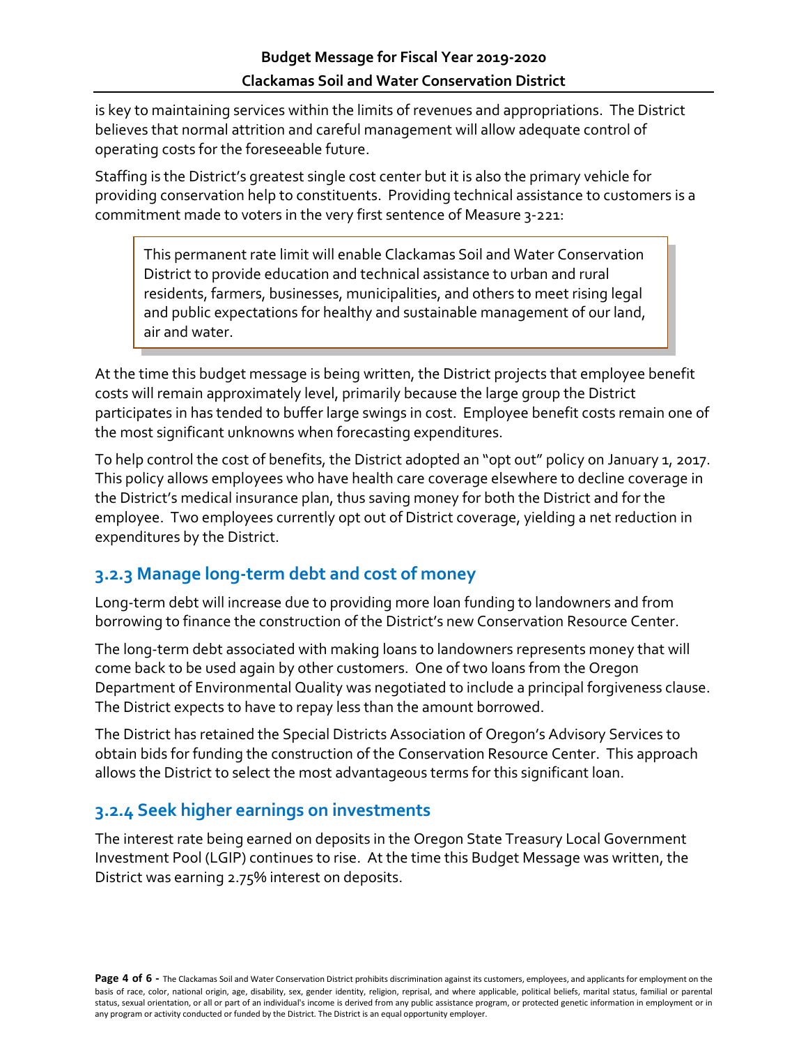is key to maintaining services within the limits of revenues and appropriations. The District believes that normal attrition and careful management will allow adequate control of operating costs for the foreseeable future.

Staffing is the District's greatest single cost center but it is also the primary vehicle for providing conservation help to constituents. Providing technical assistance to customers is a commitment made to voters in the very first sentence of Measure 3-221:

> This permanent rate limit will enable Clackamas Soil and Water Conservation District to provide education and technical assistance to urban and rural residents, farmers, businesses, municipalities, and others to meet rising legal and public expectations for healthy and sustainable management of our land, air and water.

At the time this budget message is being written, the District projects that employee benefit costs will remain approximately level, primarily because the large group the District participates in has tended to buffer large swings in cost. Employee benefit costs remain one of the most significant unknowns when forecasting expenditures.

To help control the cost of benefits, the District adopted an "opt out" policy on January 1, 2017. This policy allows employees who have health care coverage elsewhere to decline coverage in the District's medical insurance plan, thus saving money for both the District and for the employee. Two employees currently opt out of District coverage, yielding a net reduction in expenditures by the District.

### 3.2.3 Manage long-term debt and cost of money

Long-term debt will increase due to providing more loan funding to landowners and from borrowing to finance the construction of the District's new Conservation Resource Center.

The long-term debt associated with making loans to landowners represents money that will come back to be used again by other customers. One of two loans from the Oregon Department of Environmental Quality was negotiated to include a principal forgiveness clause. The District expects to have to repay less than the amount borrowed.

The District has retained the Special Districts Association of Oregon's Advisory Services to obtain bids for funding the construction of the Conservation Resource Center. This approach allows the District to select the most advantageous terms for this significant loan.

### 3.2.4 Seek higher earnings on investments

The interest rate being earned on deposits in the Oregon State Treasury Local Government Investment Pool (LGIP) continues to rise. At the time this Budget Message was written, the District was earning 2.75% interest on deposits.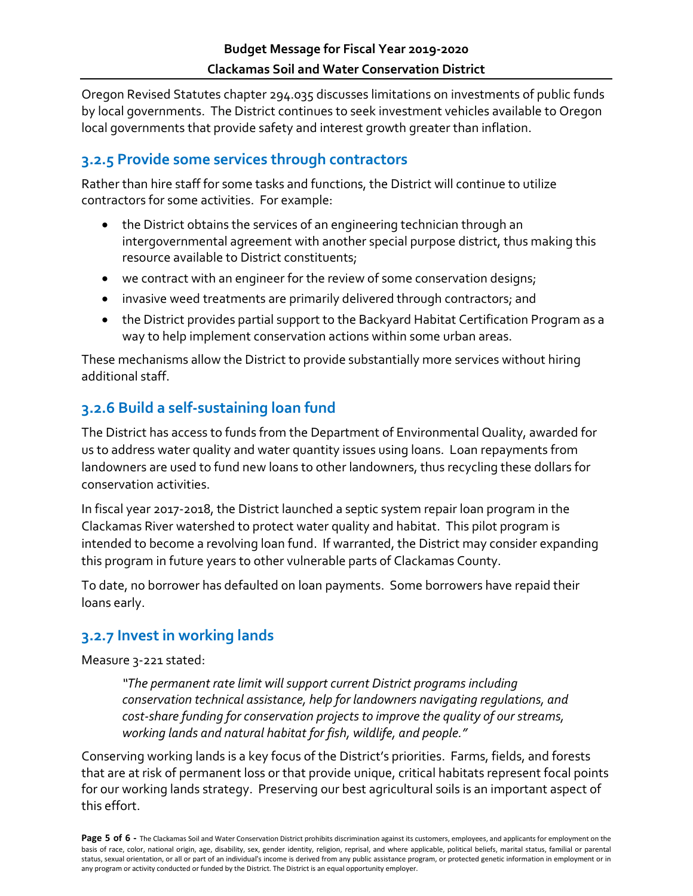Oregon Revised Statutes chapter 294.035 discusses limitations on investments of public funds by local governments. The District continues to seek investment vehicles available to Oregon local governments that provide safety and interest growth greater than inflation.

### 3.2.5 Provide some services through contractors

Rather than hire staff for some tasks and functions, the District will continue to utilize contractors for some activities. For example:

- the District obtains the services of an engineering technician through an intergovernmental agreement with another special purpose district, thus making this resource available to District constituents;
- we contract with an engineer for the review of some conservation designs;
- invasive weed treatments are primarily delivered through contractors; and
- the District provides partial support to the Backyard Habitat Certification Program as a way to help implement conservation actions within some urban areas.

These mechanisms allow the District to provide substantially more services without hiring additional staff.

### 3.2.6 Build a self-sustaining loan fund

The District has access to funds from the Department of Environmental Quality, awarded for us to address water quality and water quantity issues using loans. Loan repayments from landowners are used to fund new loans to other landowners, thus recycling these dollars for conservation activities.

In fiscal year 2017-2018, the District launched a septic system repair loan program in the Clackamas River watershed to protect water quality and habitat. This pilot program is intended to become a revolving loan fund. If warranted, the District may consider expanding this program in future years to other vulnerable parts of Clackamas County.

To date, no borrower has defaulted on loan payments. Some borrowers have repaid their loans early.

### 3.2.7 Invest in working lands

Measure 3-221 stated:

> *"The permanent rate limit will support current District programs including conservation technical assistance, help for landowners navigating regulations, and cost-share funding for conservation projects to improve the quality of our streams, working lands and natural habitat for fish, wildlife, and people."*

Conserving working lands is a key focus of the District's priorities. Farms, fields, and forests that are at risk of permanent loss or that provide unique, critical habitats represent focal points for our working lands strategy. Preserving our best agricultural soils is an important aspect of this effort.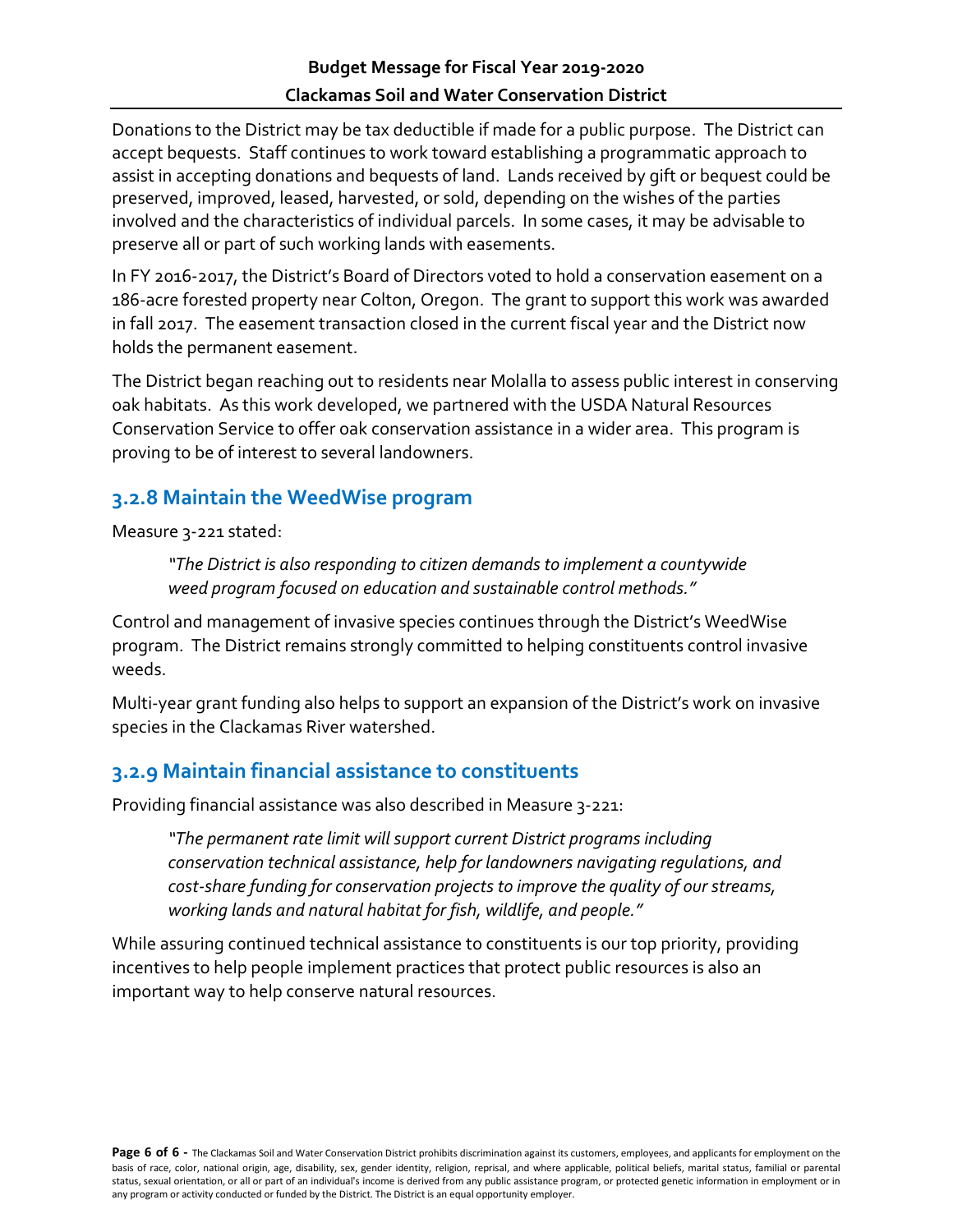Donations to the District may be tax deductible if made for a public purpose. The District can accept bequests. Staff continues to work toward establishing a programmatic approach to assist in accepting donations and bequests of land. Lands received by gift or bequest could be preserved, improved, leased, harvested, or sold, depending on the wishes of the parties involved and the characteristics of individual parcels. In some cases, it may be advisable to preserve all or part of such working lands with easements.

In FY 2016-2017, the District's Board of Directors voted to hold a conservation easement on a 186-acre forested property near Colton, Oregon. The grant to support this work was awarded in fall 2017. The easement transaction closed in the current fiscal year and the District now holds the permanent easement.

The District began reaching out to residents near Molalla to assess public interest in conserving oak habitats. As this work developed, we partnered with the USDA Natural Resources Conservation Service to offer oak conservation assistance in a wider area. This program is proving to be of interest to several landowners.

### 3.2.8 Maintain the WeedWise program

Measure 3-221 stated:

> *"The District is also responding to citizen demands to implement a countywide weed program focused on education and sustainable control methods."*

Control and management of invasive species continues through the District's WeedWise program. The District remains strongly committed to helping constituents control invasive weeds.

Multi-year grant funding also helps to support an expansion of the District's work on invasive species in the Clackamas River watershed.

### 3.2.9 Maintain financial assistance to constituents

Providing financial assistance was also described in Measure 3-221:

> *"The permanent rate limit will support current District programs including conservation technical assistance, help for landowners navigating regulations, and cost-share funding for conservation projects to improve the quality of our streams, working lands and natural habitat for fish, wildlife, and people."*

While assuring continued technical assistance to constituents is our top priority, providing incentives to help people implement practices that protect public resources is also an important way to help conserve natural resources.

The Clackamas Soil and Water Conservation District prohibits discrimination against its customers, employees, and applicants for employment on the basis of race, color, national origin, age, disability, sex, gender identity, religion, reprisal, and where applicable, political beliefs, marital status, familial or parental status, sexual orientation, or all or part of an individual's income is derived from any public assistance program, or protected genetic information in employment or in any program or activity conducted or funded by the District. The District is an equal opportunity employer.